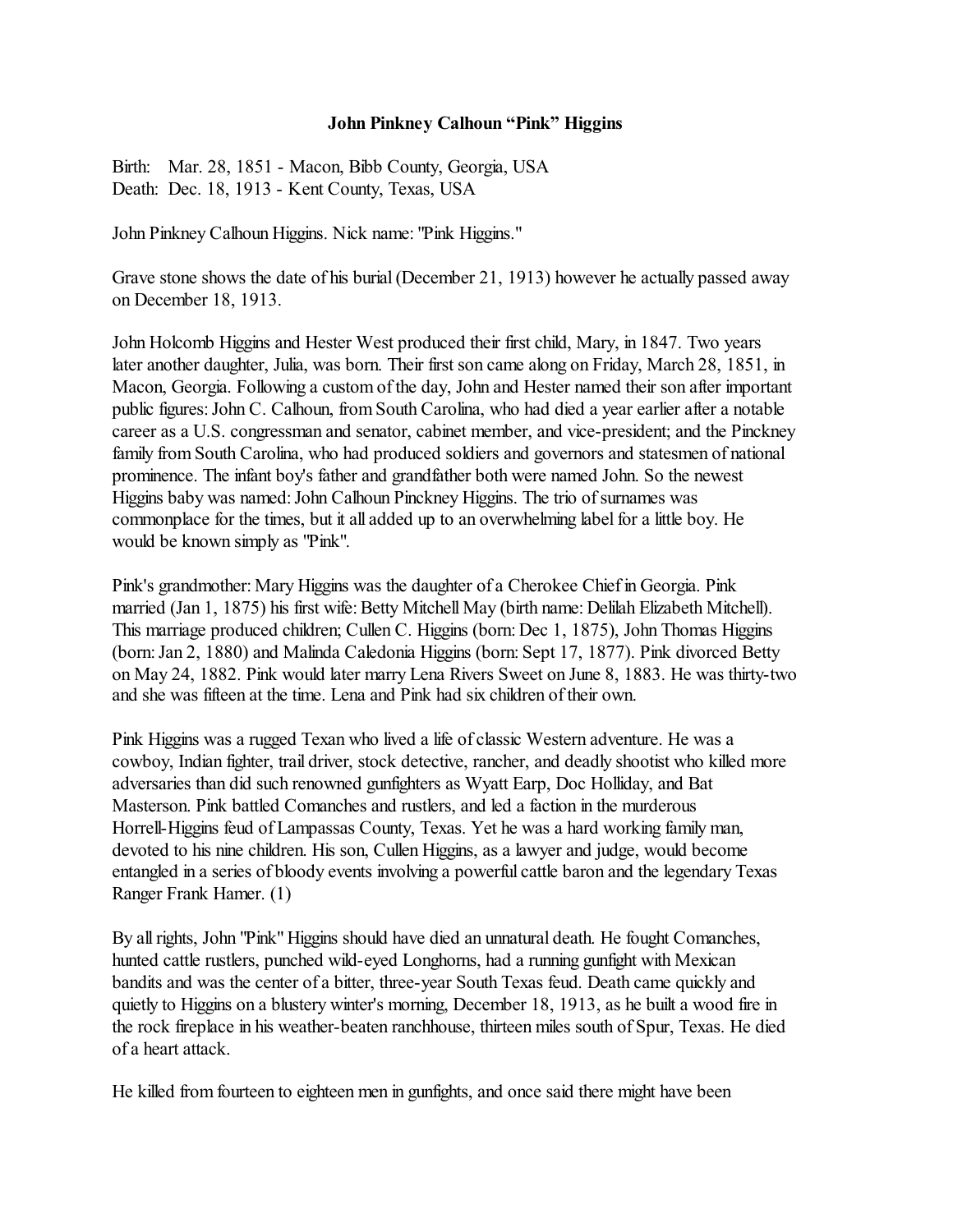# John Pinkney Calhoun "Pink" Higgins

Birth: Mar. 28, 1851 - Macon, Bibb County, Georgia, USA
Death: Dec. 18, 1913 - Kent County, Texas, USA

John Pinkney Calhoun Higgins. Nick name: "Pink Higgins."

Grave stone shows the date of his burial (December 21, 1913) however he actually passed away on December 18, 1913.

John Holcomb Higgins and Hester West produced their first child, Mary, in 1847. Two years later another daughter, Julia, was born. Their first son came along on Friday, March 28, 1851, in Macon, Georgia. Following a custom of the day, John and Hester named their son after important public figures: John C. Calhoun, from South Carolina, who had died a year earlier after a notable career as a U.S. congressman and senator, cabinet member, and vice-president; and the Pinckney family from South Carolina, who had produced soldiers and governors and statesmen of national prominence. The infant boy's father and grandfather both were named John. So the newest Higgins baby was named: John Calhoun Pinckney Higgins. The trio of surnames was commonplace for the times, but it all added up to an overwhelming label for a little boy. He would be known simply as "Pink".

Pink's grandmother: Mary Higgins was the daughter of a Cherokee Chief in Georgia. Pink married (Jan 1, 1875) his first wife: Betty Mitchell May (birth name: Delilah Elizabeth Mitchell). This marriage produced children; Cullen C. Higgins (born: Dec 1, 1875), John Thomas Higgins (born: Jan 2, 1880) and Malinda Caledonia Higgins (born: Sept 17, 1877). Pink divorced Betty on May 24, 1882. Pink would later marry Lena Rivers Sweet on June 8, 1883. He was thirty-two and she was fifteen at the time. Lena and Pink had six children of their own.

Pink Higgins was a rugged Texan who lived a life of classic Western adventure. He was a cowboy, Indian fighter, trail driver, stock detective, rancher, and deadly shootist who killed more adversaries than did such renowned gunfighters as Wyatt Earp, Doc Holliday, and Bat Masterson. Pink battled Comanches and rustlers, and led a faction in the murderous Horrell-Higgins feud of Lampassas County, Texas. Yet he was a hard working family man, devoted to his nine children. His son, Cullen Higgins, as a lawyer and judge, would become entangled in a series of bloody events involving a powerful cattle baron and the legendary Texas Ranger Frank Hamer. (1)

By all rights, John "Pink" Higgins should have died an unnatural death. He fought Comanches, hunted cattle rustlers, punched wild-eyed Longhorns, had a running gunfight with Mexican bandits and was the center of a bitter, three-year South Texas feud. Death came quickly and quietly to Higgins on a blustery winter's morning, December 18, 1913, as he built a wood fire in the rock fireplace in his weather-beaten ranchhouse, thirteen miles south of Spur, Texas. He died of a heart attack.

He killed from fourteen to eighteen men in gunfights, and once said there might have been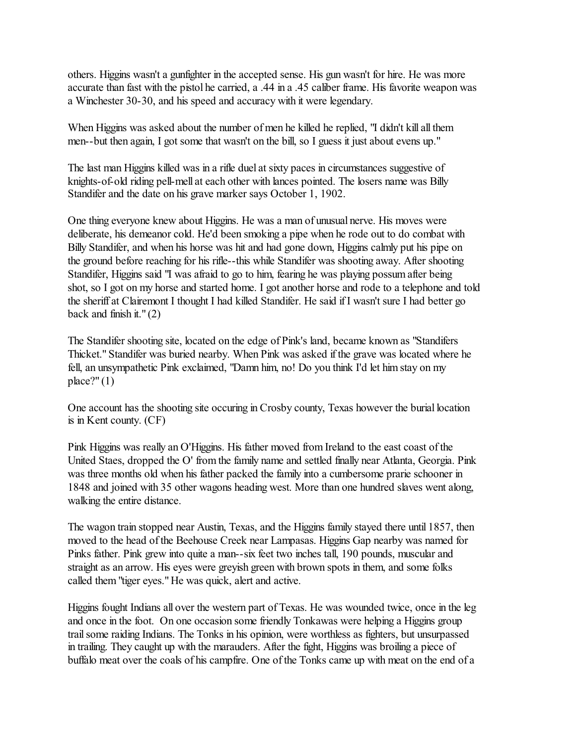others. Higgins wasn't a gunfighter in the accepted sense. His gun wasn't for hire. He was more accurate than fast with the pistol he carried, a .44 in a .45 caliber frame. His favorite weapon was a Winchester 30-30, and his speed and accuracy with it were legendary.

When Higgins was asked about the number of men he killed he replied, "I didn't kill all them men--but then again, I got some that wasn't on the bill, so I guess it just about evens up."

The last man Higgins killed was in a rifle duel at sixty paces in circumstances suggestive of knights-of-old riding pell-mell at each other with lances pointed. The losers name was Billy Standifer and the date on his grave marker says October 1, 1902.

One thing everyone knew about Higgins. He was a man of unusual nerve. His moves were deliberate, his demeanor cold. He'd been smoking a pipe when he rode out to do combat with Billy Standifer, and when his horse was hit and had gone down, Higgins calmly put his pipe on the ground before reaching for his rifle--this while Standifer was shooting away. After shooting Standifer, Higgins said "I was afraid to go to him, fearing he was playing possum after being shot, so I got on my horse and started home. I got another horse and rode to a telephone and told the sheriff at Clairemont I thought I had killed Standifer. He said if I wasn't sure I had better go back and finish it." (2)

The Standifer shooting site, located on the edge of Pink's land, became known as "Standifers Thicket." Standifer was buried nearby. When Pink was asked if the grave was located where he fell, an unsympathetic Pink exclaimed, "Damn him, no! Do you think I'd let him stay on my place?" (1)

One account has the shooting site occuring in Crosby county, Texas however the burial location is in Kent county. (CF)

Pink Higgins was really an O'Higgins. His father moved from Ireland to the east coast of the United Staes, dropped the O' from the family name and settled finally near Atlanta, Georgia. Pink was three months old when his father packed the family into a cumbersome prarie schooner in 1848 and joined with 35 other wagons heading west. More than one hundred slaves went along, walking the entire distance.

The wagon train stopped near Austin, Texas, and the Higgins family stayed there until 1857, then moved to the head of the Beehouse Creek near Lampasas. Higgins Gap nearby was named for Pinks father. Pink grew into quite a man--six feet two inches tall, 190 pounds, muscular and straight as an arrow. His eyes were greyish green with brown spots in them, and some folks called them "tiger eyes." He was quick, alert and active.

Higgins fought Indians all over the western part of Texas. He was wounded twice, once in the leg and once in the foot. On one occasion some friendly Tonkawas were helping a Higgins group trail some raiding Indians. The Tonks in his opinion, were worthless as fighters, but unsurpassed in trailing. They caught up with the marauders. After the fight, Higgins was broiling a piece of buffalo meat over the coals of his campfire. One of the Tonks came up with meat on the end of a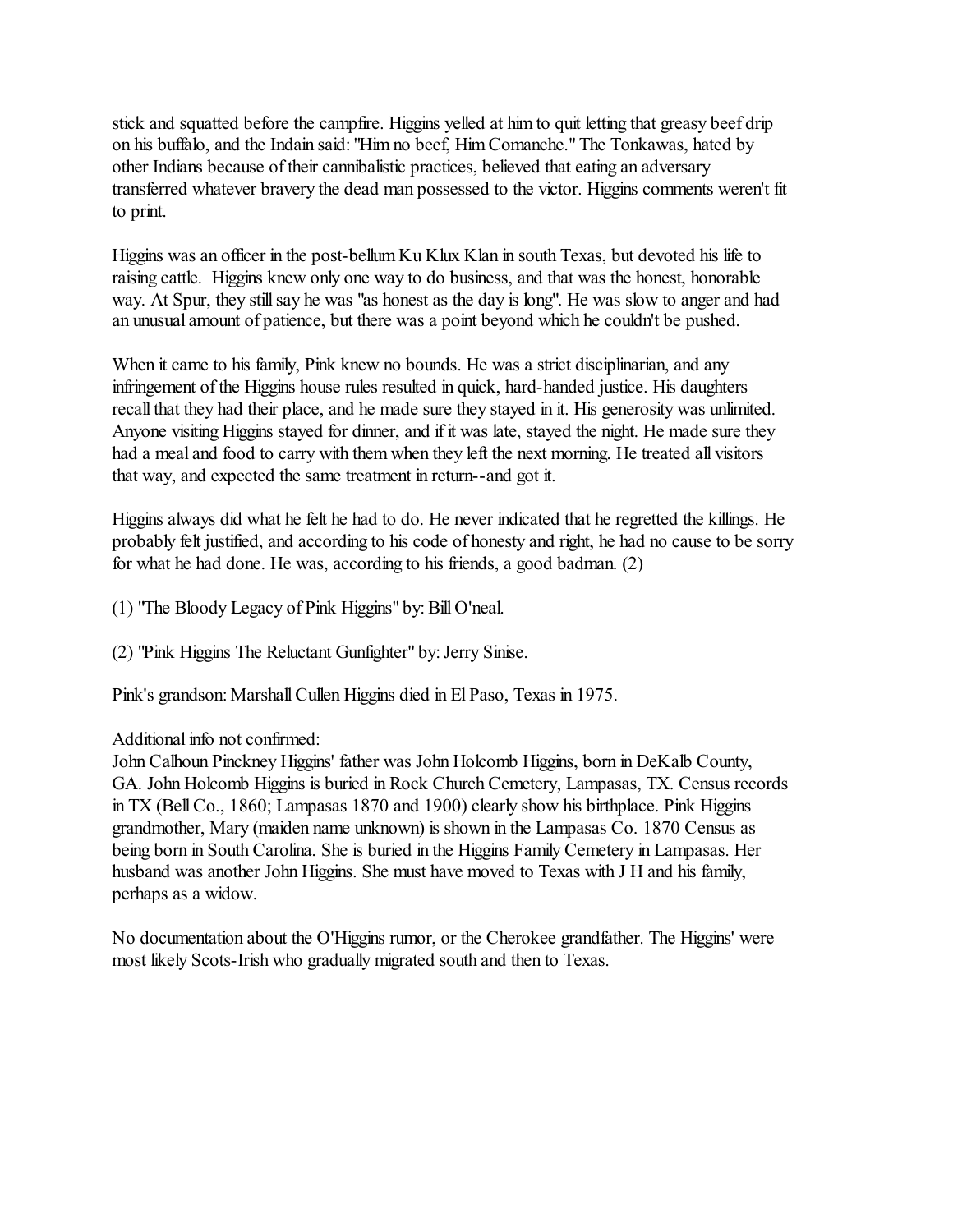stick and squatted before the campfire. Higgins yelled at him to quit letting that greasy beef drip on his buffalo, and the Indain said: "Him no beef, Him Comanche." The Tonkawas, hated by other Indians because of their cannibalistic practices, believed that eating an adversary transferred whatever bravery the dead man possessed to the victor. Higgins comments weren't fit to print.

Higgins was an officer in the post-bellum Ku Klux Klan in south Texas, but devoted his life to raising cattle. Higgins knew only one way to do business, and that was the honest, honorable way. At Spur, they still say he was "as honest as the day is long". He was slow to anger and had an unusual amount of patience, but there was a point beyond which he couldn't be pushed.

When it came to his family, Pink knew no bounds. He was a strict disciplinarian, and any infringement of the Higgins house rules resulted in quick, hard-handed justice. His daughters recall that they had their place, and he made sure they stayed in it. His generosity was unlimited. Anyone visiting Higgins stayed for dinner, and if it was late, stayed the night. He made sure they had a meal and food to carry with them when they left the next morning. He treated all visitors that way, and expected the same treatment in return--and got it.

Higgins always did what he felt he had to do. He never indicated that he regretted the killings. He probably felt justified, and according to his code of honesty and right, he had no cause to be sorry for what he had done. He was, according to his friends, a good badman. (2)

(1) "The Bloody Legacy of Pink Higgins" by: Bill O'neal.

(2) "Pink Higgins The Reluctant Gunfighter" by: Jerry Sinise.

Pink's grandson: Marshall Cullen Higgins died in El Paso, Texas in 1975.

Additional info not confirmed:
John Calhoun Pinckney Higgins' father was John Holcomb Higgins, born in DeKalb County, GA. John Holcomb Higgins is buried in Rock Church Cemetery, Lampasas, TX. Census records in TX (Bell Co., 1860; Lampasas 1870 and 1900) clearly show his birthplace. Pink Higgins grandmother, Mary (maiden name unknown) is shown in the Lampasas Co. 1870 Census as being born in South Carolina. She is buried in the Higgins Family Cemetery in Lampasas. Her husband was another John Higgins. She must have moved to Texas with J H and his family, perhaps as a widow.

No documentation about the O'Higgins rumor, or the Cherokee grandfather. The Higgins' were most likely Scots-Irish who gradually migrated south and then to Texas.